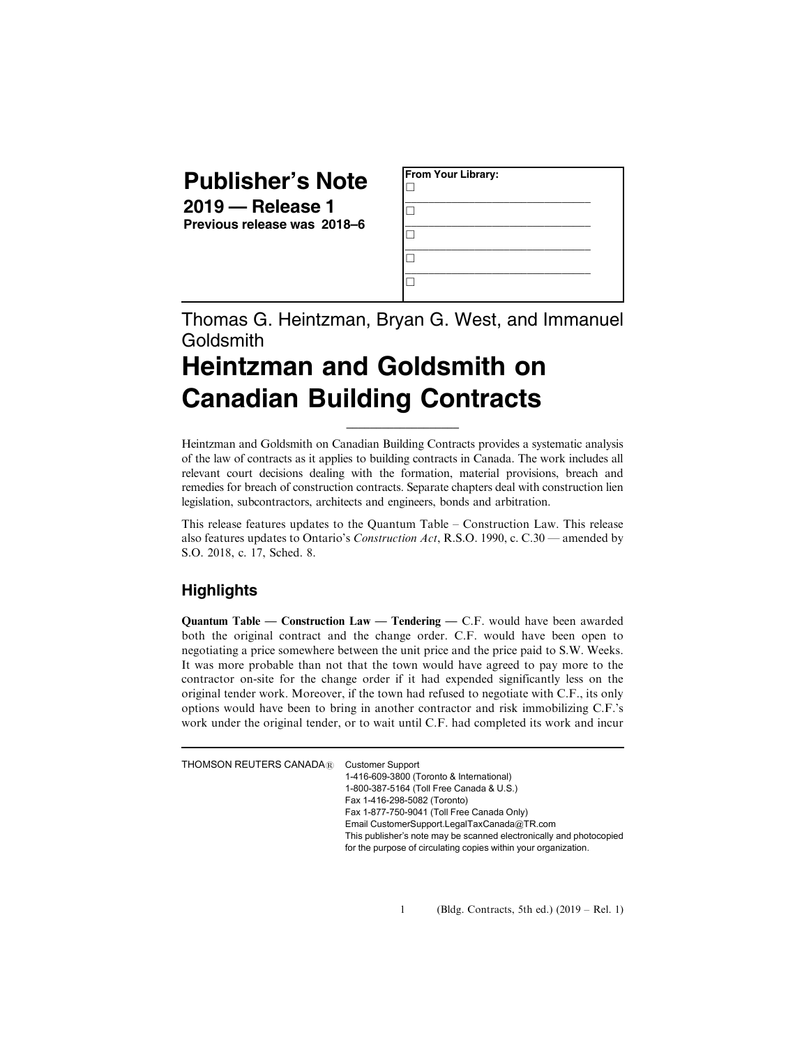# Publisher's Note

**2019 — Release 1**

**Previous release was 2018–6**

**From Your Library:**

☐ ______________________________

☐ ______________________________

☐ ______________________________

☐ ______________________________

☐

Thomas G. Heintzman, Bryan G. West, and Immanuel Goldsmith

# Heintzman and Goldsmith on Canadian Building Contracts

Heintzman and Goldsmith on Canadian Building Contracts provides a systematic analysis of the law of contracts as it applies to building contracts in Canada. The work includes all relevant court decisions dealing with the formation, material provisions, breach and remedies for breach of construction contracts. Separate chapters deal with construction lien legislation, subcontractors, architects and engineers, bonds and arbitration.

This release features updates to the Quantum Table – Construction Law. This release also features updates to Ontario's *Construction Act*, R.S.O. 1990, c. C.30 — amended by S.O. 2018, c. 17, Sched. 8.

## Highlights

**Quantum Table — Construction Law — Tendering —** C.F. would have been awarded both the original contract and the change order. C.F. would have been open to negotiating a price somewhere between the unit price and the price paid to S.W. Weeks. It was more probable than not that the town would have agreed to pay more to the contractor on-site for the change order if it had expended significantly less on the original tender work. Moreover, if the town had refused to negotiate with C.F., its only options would have been to bring in another contractor and risk immobilizing C.F.'s work under the original tender, or to wait until C.F. had completed its work and incur

THOMSON REUTERS CANADA® Customer Support
1-416-609-3800 (Toronto & International)
1-800-387-5164 (Toll Free Canada & U.S.)
Fax 1-416-298-5082 (Toronto)
Fax 1-877-750-9041 (Toll Free Canada Only)
Email CustomerSupport.LegalTaxCanada@TR.com
This publisher's note may be scanned electronically and photocopied for the purpose of circulating copies within your organization.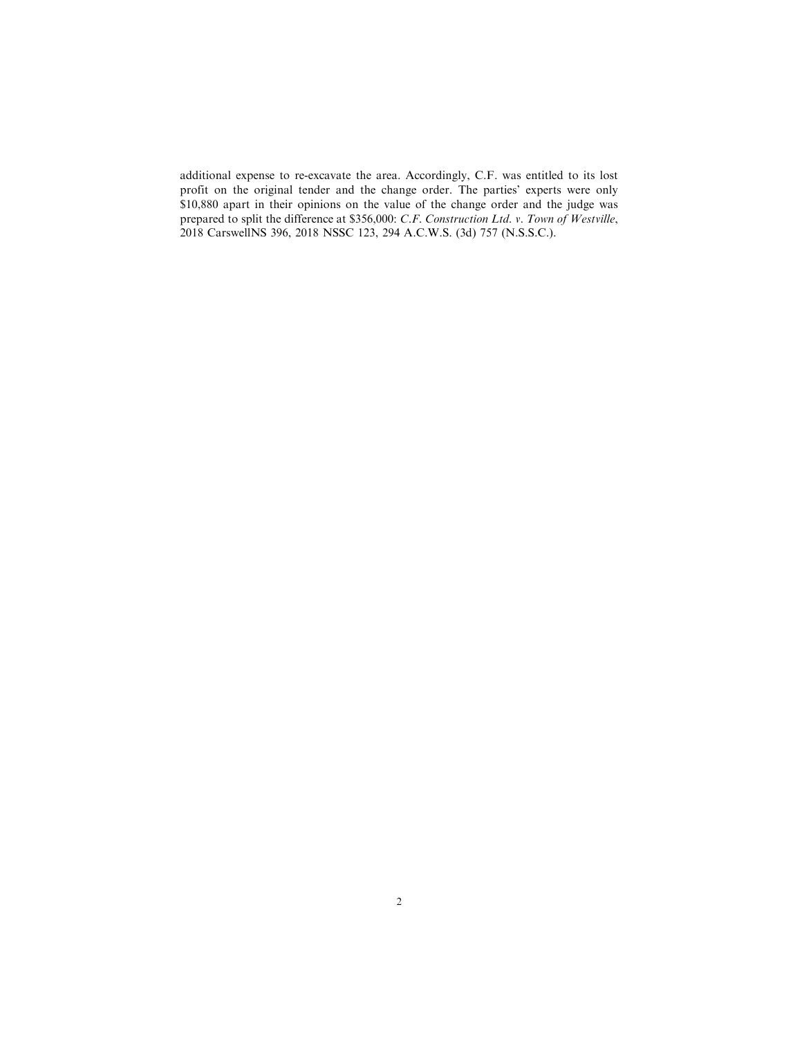additional expense to re-excavate the area. Accordingly, C.F. was entitled to its lost profit on the original tender and the change order. The parties' experts were only $10,880 apart in their opinions on the value of the change order and the judge was prepared to split the difference at $356,000: *C.F. Construction Ltd. v. Town of Westville*, 2018 CarswellNS 396, 2018 NSSC 123, 294 A.C.W.S. (3d) 757 (N.S.S.C.).